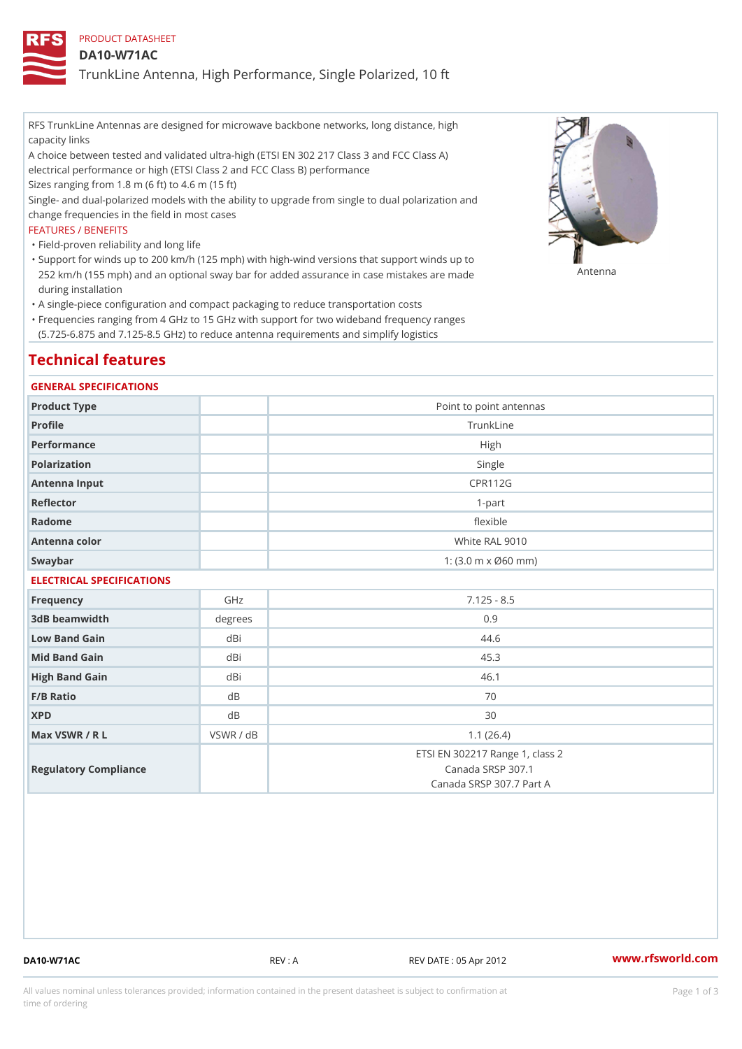PRODUCT DATASHEET

# DA10-W71AC

TrunkLine Antenna, High Performance, Single Polarized, 10 ft

RFS TrunkLine Antennas are designed for microwave backbone networks, long distance, high capacity links
A choice between tested and validated ultra-high (ETSI EN 302 217 Class 3 and FCC Class A) electrical performance or high (ETSI Class 2 and FCC Class B) performance
Sizes ranging from 1.8 m (6 ft) to 4.6 m (15 ft)
Single- and dual-polarized models with the ability to upgrade from single to dual polarization and change frequencies in the field in most cases

FEATURES / BENEFITS

- Field-proven reliability and long life
- Support for winds up to 200 km/h (125 mph) with high-wind versions that support winds up to 252 km/h (155 mph) and an optional sway bar for added assurance in case mistakes are made during installation
- A single-piece configuration and compact packaging to reduce transportation costs
- Frequencies ranging from 4 GHz to 15 GHz with support for two wideband frequency ranges (5.725-6.875 and 7.125-8.5 GHz) to reduce antenna requirements and simplify logistics

Antenna

## Technical features

### GENERAL SPECIFICATIONS

| | | |
|---|---|---|
| Product Type | | Point to point antennas |
| Profile | | TrunkLine |
| Performance | | High |
| Polarization | | Single |
| Antenna Input | | CPR112G |
| Reflector | | 1-part |
| Radome | | flexible |
| Antenna color | | White RAL 9010 |
| Swaybar | | 1: (3.0 m x Ø60 mm) |

### ELECTRICAL SPECIFICATIONS

| | | |
|---|---|---|
| Frequency | GHz | 7.125 - 8.5 |
| 3dB beamwidth | degrees | 0.9 |
| Low Band Gain | dBi | 44.6 |
| Mid Band Gain | dBi | 45.3 |
| High Band Gain | dBi | 46.1 |
| F/B Ratio | dB | 70 |
| XPD | dB | 30 |
| Max VSWR / R L | VSWR / dB | 1.1 (26.4) |
| Regulatory Compliance | | ETSI EN 302217 Range 1, class 2<br>Canada SRSP 307.1<br>Canada SRSP 307.7 Part A |

DA10-W71AC REV : A REV DATE : 05 Apr 2012 www.rfsworld.com

All values nominal unless tolerances provided; information contained in the present datasheet is subject to confirmation at time of ordering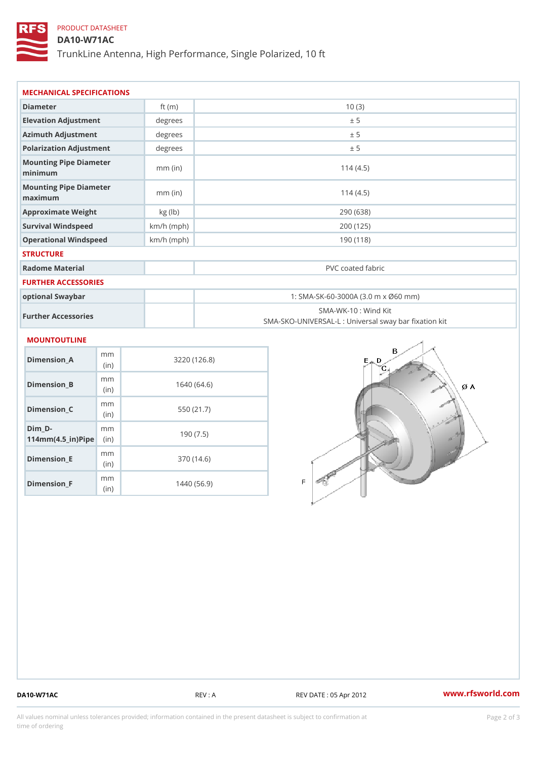PRODUCT DATASHEET

# DA10-W71AC

TrunkLine Antenna, High Performance, Single Polarized, 10 ft

## MECHANICAL SPECIFICATIONS

| | | |
|---|---|---|
| Diameter | ft (m) | 10 (3) |
| Elevation Adjustment | degrees | ± 5 |
| Azimuth Adjustment | degrees | ± 5 |
| Polarization Adjustment | degrees | ± 5 |
| Mounting Pipe Diameter minimum | mm (in) | 114 (4.5) |
| Mounting Pipe Diameter maximum | mm (in) | 114 (4.5) |
| Approximate Weight | kg (lb) | 290 (638) |
| Survival Windspeed | km/h (mph) | 200 (125) |
| Operational Windspeed | km/h (mph) | 190 (118) |

## STRUCTURE

| | | |
|---|---|---|
| Radome Material | | PVC coated fabric |

## FURTHER ACCESSORIES

| | | |
|---|---|---|
| optional Swaybar | | 1: SMA-SK-60-3000A (3.0 m x Ø60 mm) |
| Further Accessories | | SMA-WK-10 : Wind Kit<br>SMA-SKO-UNIVERSAL-L : Universal sway bar fixation kit |

## MOUNTOUTLINE

| | | |
|---|---|---|
| Dimension_A | mm (in) | 3220 (126.8) |
| Dimension_B | mm (in) | 1640 (64.6) |
| Dimension_C | mm (in) | 550 (21.7) |
| Dim_D-114mm(4.5_in)Pipe | mm (in) | 190 (7.5) |
| Dimension_E | mm (in) | 370 (14.6) |
| Dimension_F | mm (in) | 1440 (56.9) |

DA10-W71AC REV : A REV DATE : 05 Apr 2012 www.rfsworld.com

All values nominal unless tolerances provided; information contained in the present datasheet is subject to confirmation at time of ordering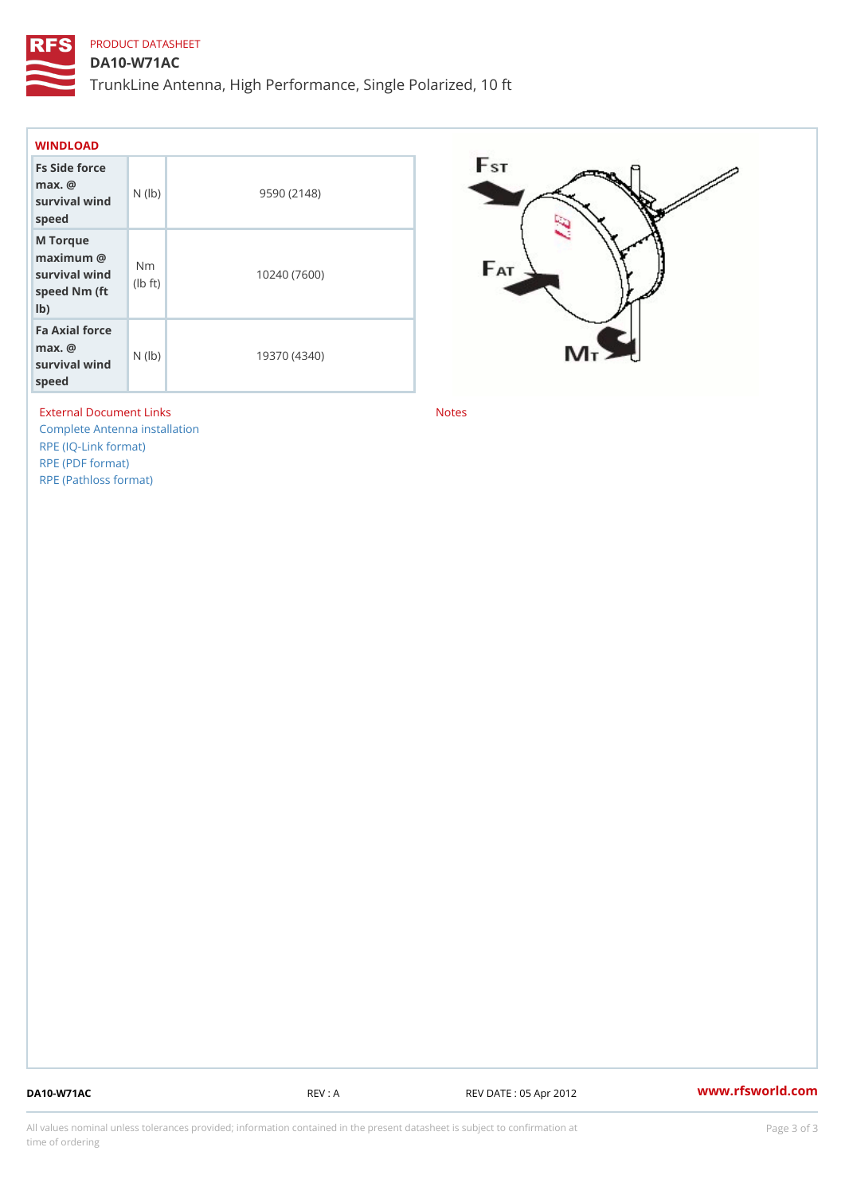PRODUCT DATASHEET

# DA10-W71AC

TrunkLine Antenna, High Performance, Single Polarized, 10 ft

## WINDLOAD

| | | |
|---|---|---|
| Fs Side force max. @ survival wind speed | N (lb) | 9590 (2148) |
| M Torque maximum @ survival wind speed Nm (ft lb) | Nm (lb ft) | 10240 (7600) |
| Fa Axial force max. @ survival wind speed | N (lb) | 19370 (4340) |

FST

FAT

MT

External Document Links

Complete Antenna installation

RPE (IQ-Link format)

RPE (PDF format)

RPE (Pathloss format)

Notes

DA10-W71AC REV : A REV DATE : 05 Apr 2012 www.rfsworld.com

All values nominal unless tolerances provided; information contained in the present datasheet is subject to confirmation at time of ordering